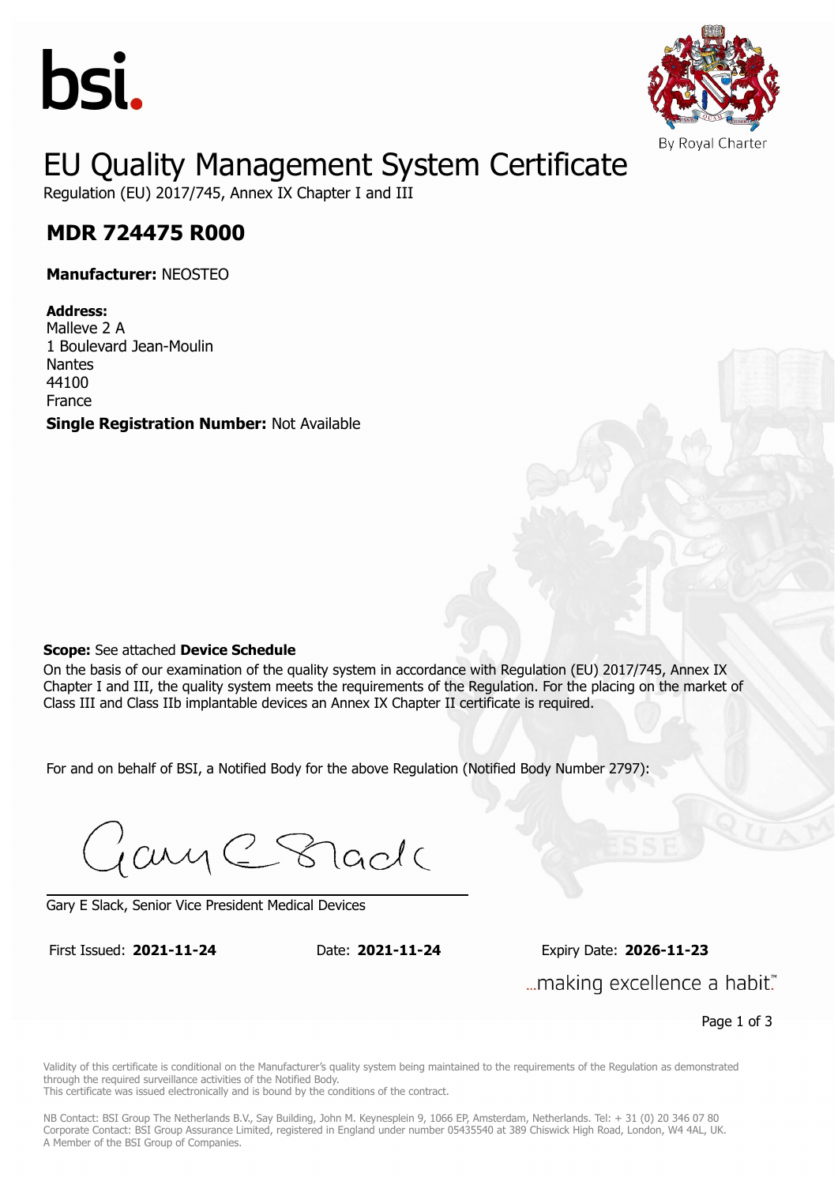bsi.

By Royal Charter

# EU Quality Management System Certificate

Regulation (EU) 2017/745, Annex IX Chapter I and III

## MDR 724475 R000

**Manufacturer:** NEOSTEO

**Address:**
Malleve 2 A
1 Boulevard Jean-Moulin
Nantes
44100
France

**Single Registration Number:** Not Available

**Scope:** See attached **Device Schedule**

On the basis of our examination of the quality system in accordance with Regulation (EU) 2017/745, Annex IX Chapter I and III, the quality system meets the requirements of the Regulation. For the placing on the market of Class III and Class IIb implantable devices an Annex IX Chapter II certificate is required.

For and on behalf of BSI, a Notified Body for the above Regulation (Notified Body Number 2797):

Gary E Slack, Senior Vice President Medical Devices

First Issued: **2021-11-24** Date: **2021-11-24** Expiry Date: **2026-11-23**

...making excellence a habit.™

Validity of this certificate is conditional on the Manufacturer's quality system being maintained to the requirements of the Regulation as demonstrated through the required surveillance activities of the Notified Body.
This certificate was issued electronically and is bound by the conditions of the contract.

NB Contact: BSI Group The Netherlands B.V., Say Building, John M. Keynesplein 9, 1066 EP, Amsterdam, Netherlands. Tel: + 31 (0) 20 346 07 80
Corporate Contact: BSI Group Assurance Limited, registered in England under number 05435540 at 389 Chiswick High Road, London, W4 4AL, UK.
A Member of the BSI Group of Companies.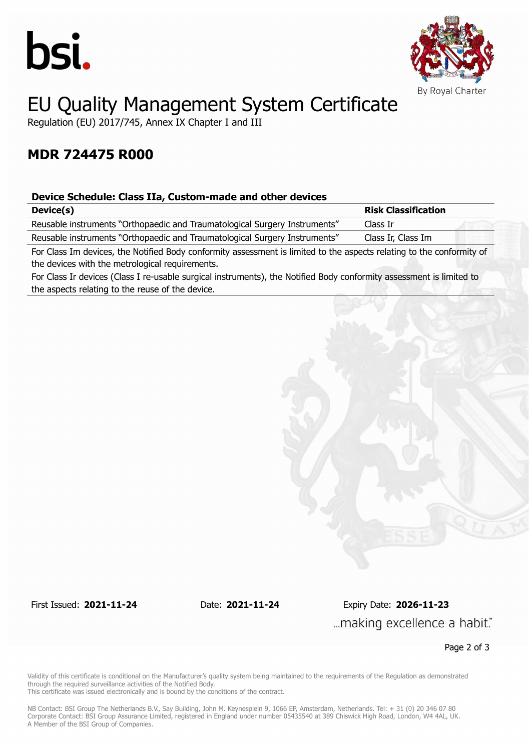# EU Quality Management System Certificate

Regulation (EU) 2017/745, Annex IX Chapter I and III

## MDR 724475 R000

### Device Schedule: Class IIa, Custom-made and other devices

| Device(s) | Risk Classification |
| --- | --- |
| Reusable instruments "Orthopaedic and Traumatological Surgery Instruments" | Class Ir |
| Reusable instruments "Orthopaedic and Traumatological Surgery Instruments" | Class Ir, Class Im |

For Class Im devices, the Notified Body conformity assessment is limited to the aspects relating to the conformity of the devices with the metrological requirements.

For Class Ir devices (Class I re-usable surgical instruments), the Notified Body conformity assessment is limited to the aspects relating to the reuse of the device.

First Issued: **2021-11-24** Date: **2021-11-24** Expiry Date: **2026-11-23**

...making excellence a habit.™

Validity of this certificate is conditional on the Manufacturer's quality system being maintained to the requirements of the Regulation as demonstrated through the required surveillance activities of the Notified Body.
This certificate was issued electronically and is bound by the conditions of the contract.

NB Contact: BSI Group The Netherlands B.V., Say Building, John M. Keynesplein 9, 1066 EP, Amsterdam, Netherlands. Tel: + 31 (0) 20 346 07 80
Corporate Contact: BSI Group Assurance Limited, registered in England under number 05435540 at 389 Chiswick High Road, London, W4 4AL, UK.
A Member of the BSI Group of Companies.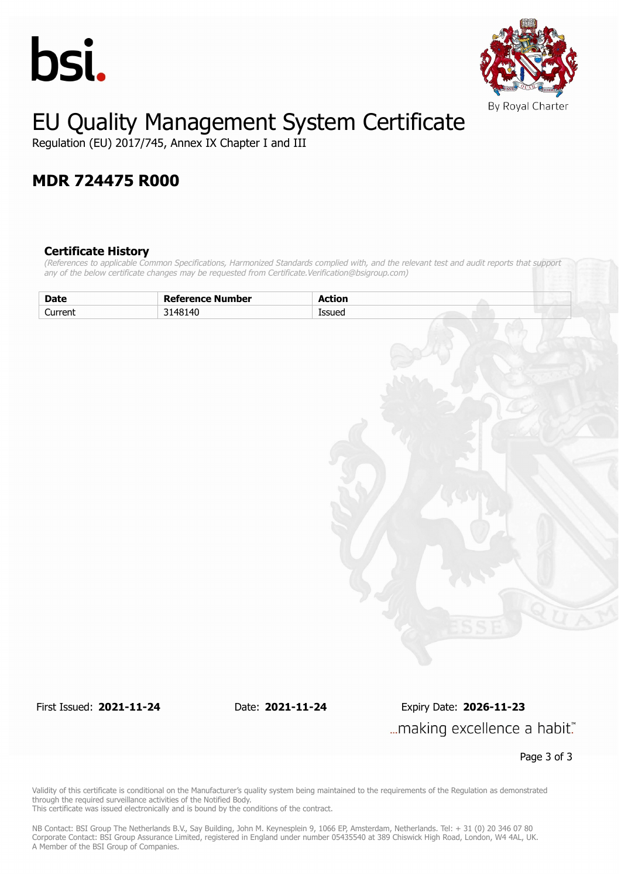bsi.

By Royal Charter

# EU Quality Management System Certificate

Regulation (EU) 2017/745, Annex IX Chapter I and III

## MDR 724475 R000

### Certificate History

*(References to applicable Common Specifications, Harmonized Standards complied with, and the relevant test and audit reports that support any of the below certificate changes may be requested from Certificate.Verification@bsigroup.com)*

| Date | Reference Number | Action |
|---|---|---|
| Current | 3148140 | Issued |

First Issued: **2021-11-24** Date: **2021-11-24** Expiry Date: **2026-11-23**

...making excellence a habit.™

Validity of this certificate is conditional on the Manufacturer's quality system being maintained to the requirements of the Regulation as demonstrated through the required surveillance activities of the Notified Body.
This certificate was issued electronically and is bound by the conditions of the contract.

NB Contact: BSI Group The Netherlands B.V., Say Building, John M. Keynesplein 9, 1066 EP, Amsterdam, Netherlands. Tel: + 31 (0) 20 346 07 80
Corporate Contact: BSI Group Assurance Limited, registered in England under number 05435540 at 389 Chiswick High Road, London, W4 4AL, UK.
A Member of the BSI Group of Companies.